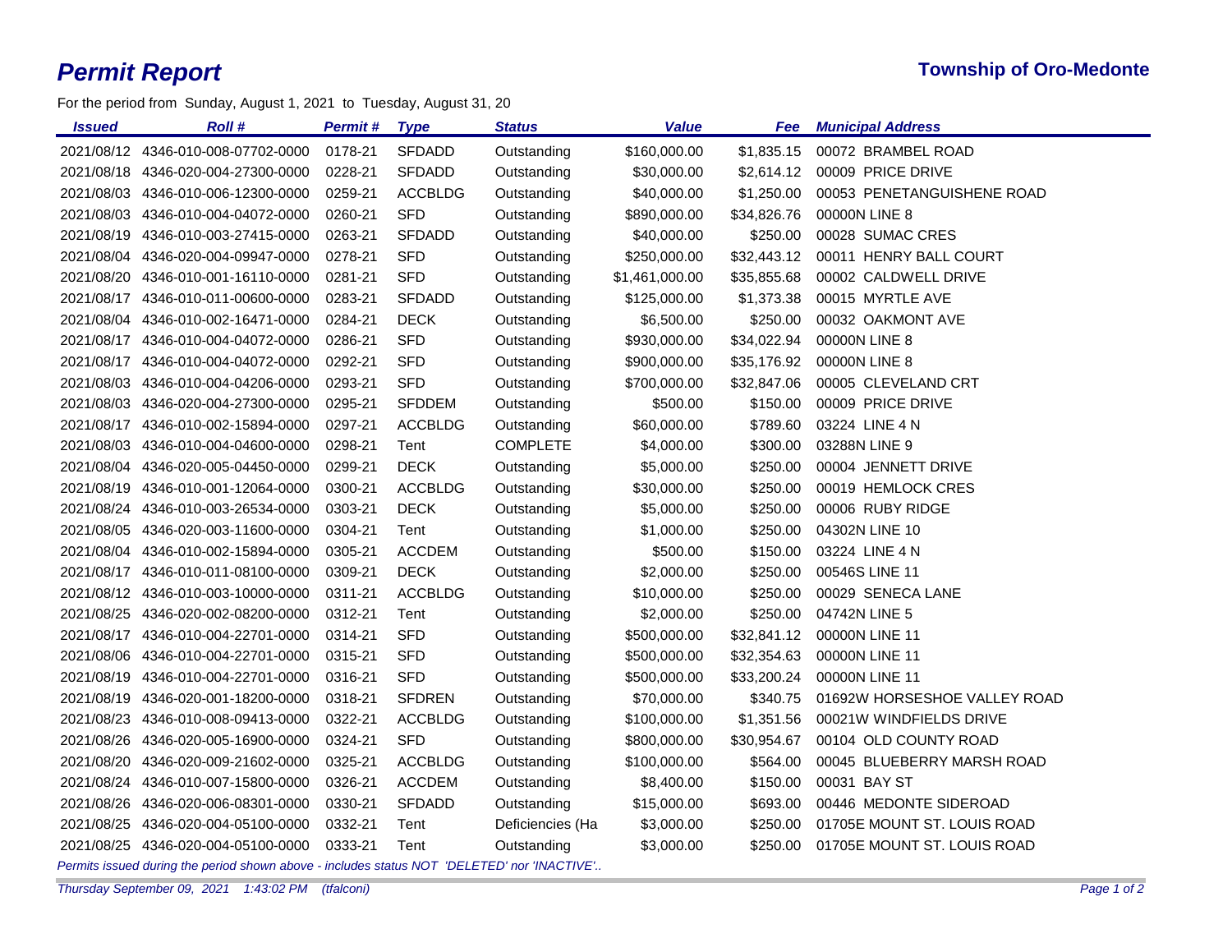# *Permit Report*

**Township of Oro-Medonte**

For the period from Sunday, August 1, 2021 to Tuesday, August 31, 20

| *Issued* | *Roll #* | *Permit #* | *Type* | *Status* | *Value* | *Fee* | *Municipal Address* |
|---|---|---|---|---|---|---|---|
| 2021/08/12 | 4346-010-008-07702-0000 | 0178-21 | SFDADD | Outstanding | $160,000.00 | $1,835.15 | 00072 BRAMBEL ROAD |
| 2021/08/18 | 4346-020-004-27300-0000 | 0228-21 | SFDADD | Outstanding | $30,000.00 | $2,614.12 | 00009 PRICE DRIVE |
| 2021/08/03 | 4346-010-006-12300-0000 | 0259-21 | ACCBLDG | Outstanding | $40,000.00 | $1,250.00 | 00053 PENETANGUISHENE ROAD |
| 2021/08/03 | 4346-010-004-04072-0000 | 0260-21 | SFD | Outstanding | $890,000.00 | $34,826.76 | 00000N LINE 8 |
| 2021/08/19 | 4346-010-003-27415-0000 | 0263-21 | SFDADD | Outstanding | $40,000.00 | $250.00 | 00028 SUMAC CRES |
| 2021/08/04 | 4346-020-004-09947-0000 | 0278-21 | SFD | Outstanding | $250,000.00 | $32,443.12 | 00011 HENRY BALL COURT |
| 2021/08/20 | 4346-010-001-16110-0000 | 0281-21 | SFD | Outstanding | $1,461,000.00 | $35,855.68 | 00002 CALDWELL DRIVE |
| 2021/08/17 | 4346-010-011-00600-0000 | 0283-21 | SFDADD | Outstanding | $125,000.00 | $1,373.38 | 00015 MYRTLE AVE |
| 2021/08/04 | 4346-010-002-16471-0000 | 0284-21 | DECK | Outstanding | $6,500.00 | $250.00 | 00032 OAKMONT AVE |
| 2021/08/17 | 4346-010-004-04072-0000 | 0286-21 | SFD | Outstanding | $930,000.00 | $34,022.94 | 00000N LINE 8 |
| 2021/08/17 | 4346-010-004-04072-0000 | 0292-21 | SFD | Outstanding | $900,000.00 | $35,176.92 | 00000N LINE 8 |
| 2021/08/03 | 4346-010-004-04206-0000 | 0293-21 | SFD | Outstanding | $700,000.00 | $32,847.06 | 00005 CLEVELAND CRT |
| 2021/08/03 | 4346-020-004-27300-0000 | 0295-21 | SFDDEM | Outstanding | $500.00 | $150.00 | 00009 PRICE DRIVE |
| 2021/08/17 | 4346-010-002-15894-0000 | 0297-21 | ACCBLDG | Outstanding | $60,000.00 | $789.60 | 03224 LINE 4 N |
| 2021/08/03 | 4346-010-004-04600-0000 | 0298-21 | Tent | COMPLETE | $4,000.00 | $300.00 | 03288N LINE 9 |
| 2021/08/04 | 4346-020-005-04450-0000 | 0299-21 | DECK | Outstanding | $5,000.00 | $250.00 | 00004 JENNETT DRIVE |
| 2021/08/19 | 4346-010-001-12064-0000 | 0300-21 | ACCBLDG | Outstanding | $30,000.00 | $250.00 | 00019 HEMLOCK CRES |
| 2021/08/24 | 4346-010-003-26534-0000 | 0303-21 | DECK | Outstanding | $5,000.00 | $250.00 | 00006 RUBY RIDGE |
| 2021/08/05 | 4346-020-003-11600-0000 | 0304-21 | Tent | Outstanding | $1,000.00 | $250.00 | 04302N LINE 10 |
| 2021/08/04 | 4346-010-002-15894-0000 | 0305-21 | ACCDEM | Outstanding | $500.00 | $150.00 | 03224 LINE 4 N |
| 2021/08/17 | 4346-010-011-08100-0000 | 0309-21 | DECK | Outstanding | $2,000.00 | $250.00 | 00546S LINE 11 |
| 2021/08/12 | 4346-010-003-10000-0000 | 0311-21 | ACCBLDG | Outstanding | $10,000.00 | $250.00 | 00029 SENECA LANE |
| 2021/08/25 | 4346-020-002-08200-0000 | 0312-21 | Tent | Outstanding | $2,000.00 | $250.00 | 04742N LINE 5 |
| 2021/08/17 | 4346-010-004-22701-0000 | 0314-21 | SFD | Outstanding | $500,000.00 | $32,841.12 | 00000N LINE 11 |
| 2021/08/06 | 4346-010-004-22701-0000 | 0315-21 | SFD | Outstanding | $500,000.00 | $32,354.63 | 00000N LINE 11 |
| 2021/08/19 | 4346-010-004-22701-0000 | 0316-21 | SFD | Outstanding | $500,000.00 | $33,200.24 | 00000N LINE 11 |
| 2021/08/19 | 4346-020-001-18200-0000 | 0318-21 | SFDREN | Outstanding | $70,000.00 | $340.75 | 01692W HORSESHOE VALLEY ROAD |
| 2021/08/23 | 4346-010-008-09413-0000 | 0322-21 | ACCBLDG | Outstanding | $100,000.00 | $1,351.56 | 00021W WINDFIELDS DRIVE |
| 2021/08/26 | 4346-020-005-16900-0000 | 0324-21 | SFD | Outstanding | $800,000.00 | $30,954.67 | 00104 OLD COUNTY ROAD |
| 2021/08/20 | 4346-020-009-21602-0000 | 0325-21 | ACCBLDG | Outstanding | $100,000.00 | $564.00 | 00045 BLUEBERRY MARSH ROAD |
| 2021/08/24 | 4346-010-007-15800-0000 | 0326-21 | ACCDEM | Outstanding | $8,400.00 | $150.00 | 00031 BAY ST |
| 2021/08/26 | 4346-020-006-08301-0000 | 0330-21 | SFDADD | Outstanding | $15,000.00 | $693.00 | 00446 MEDONTE SIDEROAD |
| 2021/08/25 | 4346-020-004-05100-0000 | 0332-21 | Tent | Deficiencies (Ha | $3,000.00 | $250.00 | 01705E MOUNT ST. LOUIS ROAD |
| 2021/08/25 | 4346-020-004-05100-0000 | 0333-21 | Tent | Outstanding | $3,000.00 | $250.00 | 01705E MOUNT ST. LOUIS ROAD |

*Permits issued during the period shown above - includes status NOT 'DELETED' nor 'INACTIVE'..*

*Thursday September 09, 2021 1:43:02 PM (tfalconi)*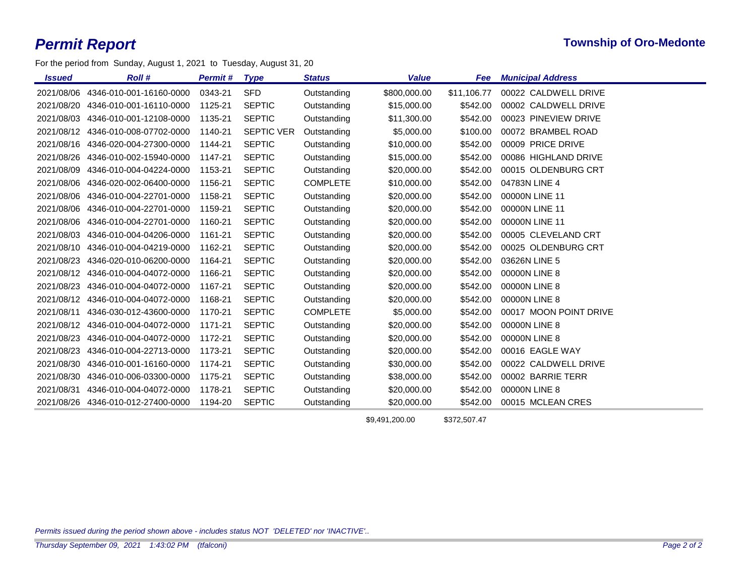# *Permit Report*

**Township of Oro-Medonte**

For the period from Sunday, August 1, 2021 to Tuesday, August 31, 20

| Issued | Roll # | Permit # | Type | Status | Value | Fee | Municipal Address |
|---|---|---|---|---|---|---|---|
| 2021/08/06 | 4346-010-001-16160-0000 | 0343-21 | SFD | Outstanding | $800,000.00 | $11,106.77 | 00022 CALDWELL DRIVE |
| 2021/08/20 | 4346-010-001-16110-0000 | 1125-21 | SEPTIC | Outstanding | $15,000.00 | $542.00 | 00002 CALDWELL DRIVE |
| 2021/08/03 | 4346-010-001-12108-0000 | 1135-21 | SEPTIC | Outstanding | $11,300.00 | $542.00 | 00023 PINEVIEW DRIVE |
| 2021/08/12 | 4346-010-008-07702-0000 | 1140-21 | SEPTIC VER | Outstanding | $5,000.00 | $100.00 | 00072 BRAMBEL ROAD |
| 2021/08/16 | 4346-020-004-27300-0000 | 1144-21 | SEPTIC | Outstanding | $10,000.00 | $542.00 | 00009 PRICE DRIVE |
| 2021/08/26 | 4346-010-002-15940-0000 | 1147-21 | SEPTIC | Outstanding | $15,000.00 | $542.00 | 00086 HIGHLAND DRIVE |
| 2021/08/09 | 4346-010-004-04224-0000 | 1153-21 | SEPTIC | Outstanding | $20,000.00 | $542.00 | 00015 OLDENBURG CRT |
| 2021/08/06 | 4346-020-002-06400-0000 | 1156-21 | SEPTIC | COMPLETE | $10,000.00 | $542.00 | 04783N LINE 4 |
| 2021/08/06 | 4346-010-004-22701-0000 | 1158-21 | SEPTIC | Outstanding | $20,000.00 | $542.00 | 00000N LINE 11 |
| 2021/08/06 | 4346-010-004-22701-0000 | 1159-21 | SEPTIC | Outstanding | $20,000.00 | $542.00 | 00000N LINE 11 |
| 2021/08/06 | 4346-010-004-22701-0000 | 1160-21 | SEPTIC | Outstanding | $20,000.00 | $542.00 | 00000N LINE 11 |
| 2021/08/03 | 4346-010-004-04206-0000 | 1161-21 | SEPTIC | Outstanding | $20,000.00 | $542.00 | 00005 CLEVELAND CRT |
| 2021/08/10 | 4346-010-004-04219-0000 | 1162-21 | SEPTIC | Outstanding | $20,000.00 | $542.00 | 00025 OLDENBURG CRT |
| 2021/08/23 | 4346-020-010-06200-0000 | 1164-21 | SEPTIC | Outstanding | $20,000.00 | $542.00 | 03626N LINE 5 |
| 2021/08/12 | 4346-010-004-04072-0000 | 1166-21 | SEPTIC | Outstanding | $20,000.00 | $542.00 | 00000N LINE 8 |
| 2021/08/23 | 4346-010-004-04072-0000 | 1167-21 | SEPTIC | Outstanding | $20,000.00 | $542.00 | 00000N LINE 8 |
| 2021/08/12 | 4346-010-004-04072-0000 | 1168-21 | SEPTIC | Outstanding | $20,000.00 | $542.00 | 00000N LINE 8 |
| 2021/08/11 | 4346-030-012-43600-0000 | 1170-21 | SEPTIC | COMPLETE | $5,000.00 | $542.00 | 00017 MOON POINT DRIVE |
| 2021/08/12 | 4346-010-004-04072-0000 | 1171-21 | SEPTIC | Outstanding | $20,000.00 | $542.00 | 00000N LINE 8 |
| 2021/08/23 | 4346-010-004-04072-0000 | 1172-21 | SEPTIC | Outstanding | $20,000.00 | $542.00 | 00000N LINE 8 |
| 2021/08/23 | 4346-010-004-22713-0000 | 1173-21 | SEPTIC | Outstanding | $20,000.00 | $542.00 | 00016 EAGLE WAY |
| 2021/08/30 | 4346-010-001-16160-0000 | 1174-21 | SEPTIC | Outstanding | $30,000.00 | $542.00 | 00022 CALDWELL DRIVE |
| 2021/08/30 | 4346-010-006-03300-0000 | 1175-21 | SEPTIC | Outstanding | $38,000.00 | $542.00 | 00002 BARRIE TERR |
| 2021/08/31 | 4346-010-004-04072-0000 | 1178-21 | SEPTIC | Outstanding | $20,000.00 | $542.00 | 00000N LINE 8 |
| 2021/08/26 | 4346-010-012-27400-0000 | 1194-20 | SEPTIC | Outstanding | $20,000.00 | $542.00 | 00015 MCLEAN CRES |
| | | | | | $9,491,200.00 | $372,507.47 | |

*Permits issued during the period shown above - includes status NOT 'DELETED' nor 'INACTIVE'..*

*Thursday September 09, 2021 1:43:02 PM (tfalconi)*